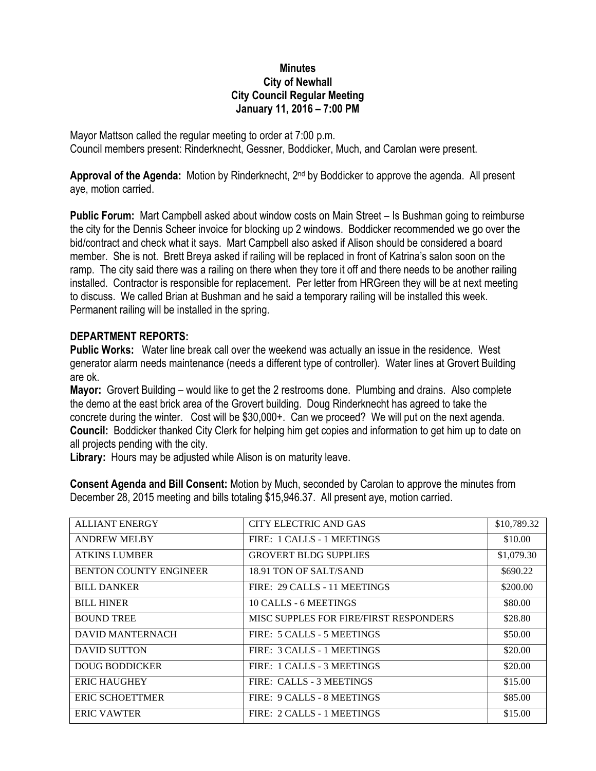# Minutes
## City of Newhall
## City Council Regular Meeting
## January 11, 2016 – 7:00 PM

Mayor Mattson called the regular meeting to order at 7:00 p.m.
Council members present: Rinderknecht, Gessner, Boddicker, Much, and Carolan were present.

**Approval of the Agenda:** Motion by Rinderknecht, 2nd by Boddicker to approve the agenda. All present aye, motion carried.

**Public Forum:** Mart Campbell asked about window costs on Main Street – Is Bushman going to reimburse the city for the Dennis Scheer invoice for blocking up 2 windows. Boddicker recommended we go over the bid/contract and check what it says. Mart Campbell also asked if Alison should be considered a board member. She is not. Brett Breya asked if railing will be replaced in front of Katrina's salon soon on the ramp. The city said there was a railing on there when they tore it off and there needs to be another railing installed. Contractor is responsible for replacement. Per letter from HRGreen they will be at next meeting to discuss. We called Brian at Bushman and he said a temporary railing will be installed this week. Permanent railing will be installed in the spring.

## DEPARTMENT REPORTS:

**Public Works:** Water line break call over the weekend was actually an issue in the residence. West generator alarm needs maintenance (needs a different type of controller). Water lines at Grovert Building are ok.

**Mayor:** Grovert Building – would like to get the 2 restrooms done. Plumbing and drains. Also complete the demo at the east brick area of the Grovert building. Doug Rinderknecht has agreed to take the concrete during the winter. Cost will be $30,000+. Can we proceed? We will put on the next agenda.

**Council:** Boddicker thanked City Clerk for helping him get copies and information to get him up to date on all projects pending with the city.

**Library:** Hours may be adjusted while Alison is on maturity leave.

**Consent Agenda and Bill Consent:** Motion by Much, seconded by Carolan to approve the minutes from December 28, 2015 meeting and bills totaling $15,946.37. All present aye, motion carried.

| | | |
|---|---|---|
| ALLIANT ENERGY | CITY ELECTRIC AND GAS | $10,789.32 |
| ANDREW MELBY | FIRE: 1 CALLS - 1 MEETINGS | $10.00 |
| ATKINS LUMBER | GROVERT BLDG SUPPLIES | $1,079.30 |
| BENTON COUNTY ENGINEER | 18.91 TON OF SALT/SAND | $690.22 |
| BILL DANKER | FIRE: 29 CALLS - 11 MEETINGS | $200.00 |
| BILL HINER | 10 CALLS - 6 MEETINGS | $80.00 |
| BOUND TREE | MISC SUPPLES FOR FIRE/FIRST RESPONDERS | $28.80 |
| DAVID MANTERNACH | FIRE: 5 CALLS - 5 MEETINGS | $50.00 |
| DAVID SUTTON | FIRE: 3 CALLS - 1 MEETINGS | $20.00 |
| DOUG BODDICKER | FIRE: 1 CALLS - 3 MEETINGS | $20.00 |
| ERIC HAUGHEY | FIRE: CALLS - 3 MEETINGS | $15.00 |
| ERIC SCHOETTMER | FIRE: 9 CALLS - 8 MEETINGS | $85.00 |
| ERIC VAWTER | FIRE: 2 CALLS - 1 MEETINGS | $15.00 |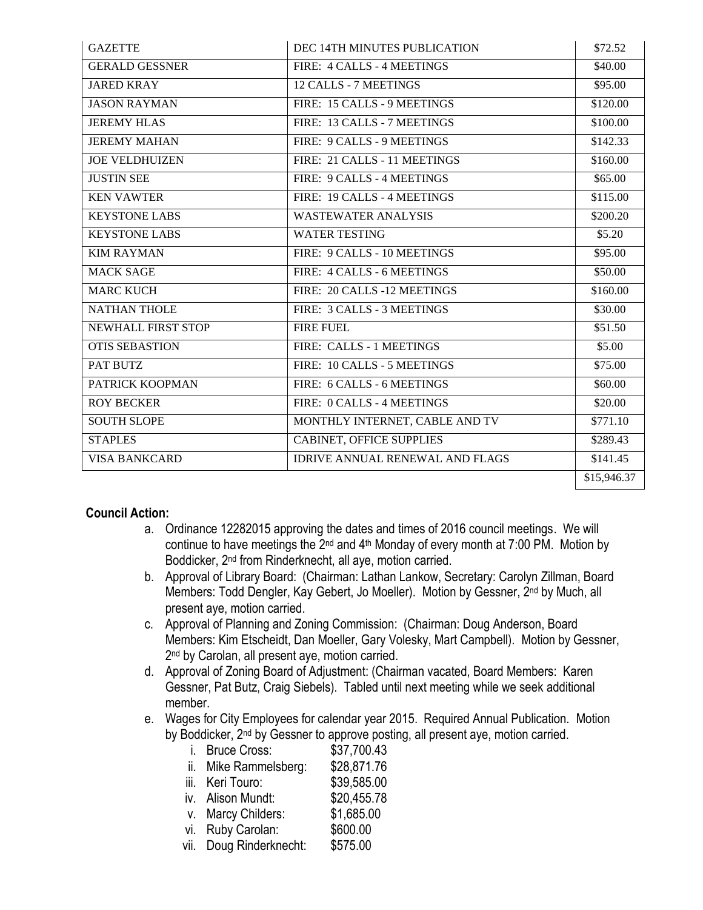| GAZETTE | DEC 14TH MINUTES PUBLICATION | $72.52 |
|---|---|---|
| GERALD GESSNER | FIRE: 4 CALLS - 4 MEETINGS | $40.00 |
| JARED KRAY | 12 CALLS - 7 MEETINGS | $95.00 |
| JASON RAYMAN | FIRE: 15 CALLS - 9 MEETINGS | $120.00 |
| JEREMY HLAS | FIRE: 13 CALLS - 7 MEETINGS | $100.00 |
| JEREMY MAHAN | FIRE: 9 CALLS - 9 MEETINGS | $142.33 |
| JOE VELDHUIZEN | FIRE: 21 CALLS - 11 MEETINGS | $160.00 |
| JUSTIN SEE | FIRE: 9 CALLS - 4 MEETINGS | $65.00 |
| KEN VAWTER | FIRE: 19 CALLS - 4 MEETINGS | $115.00 |
| KEYSTONE LABS | WASTEWATER ANALYSIS | $200.20 |
| KEYSTONE LABS | WATER TESTING | $5.20 |
| KIM RAYMAN | FIRE: 9 CALLS - 10 MEETINGS | $95.00 |
| MACK SAGE | FIRE: 4 CALLS - 6 MEETINGS | $50.00 |
| MARC KUCH | FIRE: 20 CALLS -12 MEETINGS | $160.00 |
| NATHAN THOLE | FIRE: 3 CALLS - 3 MEETINGS | $30.00 |
| NEWHALL FIRST STOP | FIRE FUEL | $51.50 |
| OTIS SEBASTION | FIRE: CALLS - 1 MEETINGS | $5.00 |
| PAT BUTZ | FIRE: 10 CALLS - 5 MEETINGS | $75.00 |
| PATRICK KOOPMAN | FIRE: 6 CALLS - 6 MEETINGS | $60.00 |
| ROY BECKER | FIRE: 0 CALLS - 4 MEETINGS | $20.00 |
| SOUTH SLOPE | MONTHLY INTERNET, CABLE AND TV | $771.10 |
| STAPLES | CABINET, OFFICE SUPPLIES | $289.43 |
| VISA BANKCARD | IDRIVE ANNUAL RENEWAL AND FLAGS | $141.45 |
| | | $15,946.37 |

**Council Action:**

a. Ordinance 12282015 approving the dates and times of 2016 council meetings. We will continue to have meetings the 2nd and 4th Monday of every month at 7:00 PM. Motion by Boddicker, 2nd from Rinderknecht, all aye, motion carried.
b. Approval of Library Board: (Chairman: Lathan Lankow, Secretary: Carolyn Zillman, Board Members: Todd Dengler, Kay Gebert, Jo Moeller). Motion by Gessner, 2nd by Much, all present aye, motion carried.
c. Approval of Planning and Zoning Commission: (Chairman: Doug Anderson, Board Members: Kim Etscheidt, Dan Moeller, Gary Volesky, Mart Campbell). Motion by Gessner, 2nd by Carolan, all present aye, motion carried.
d. Approval of Zoning Board of Adjustment: (Chairman vacated, Board Members: Karen Gessner, Pat Butz, Craig Siebels). Tabled until next meeting while we seek additional member.
e. Wages for City Employees for calendar year 2015. Required Annual Publication. Motion by Boddicker, 2nd by Gessner to approve posting, all present aye, motion carried.
    i. Bruce Cross: $37,700.43
    ii. Mike Rammelsberg: $28,871.76
    iii. Keri Touro: $39,585.00
    iv. Alison Mundt: $20,455.78
    v. Marcy Childers: $1,685.00
    vi. Ruby Carolan: $600.00
    vii. Doug Rinderknecht: $575.00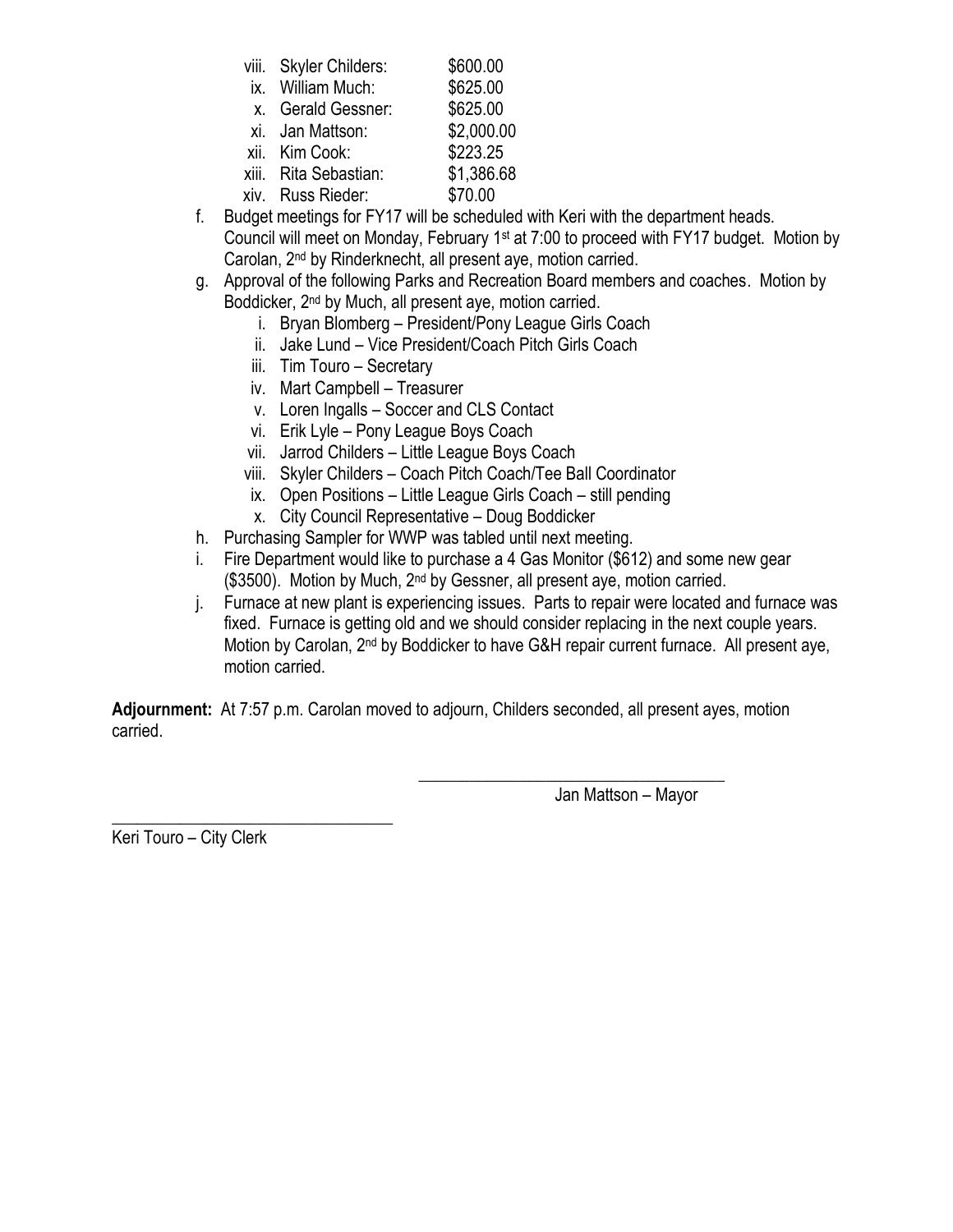- viii. Skyler Childers: $600.00
- ix. William Much: $625.00
- x. Gerald Gessner: $625.00
- xi. Jan Mattson: $2,000.00
- xii. Kim Cook: $223.25
- xiii. Rita Sebastian: $1,386.68
- xiv. Russ Rieder: $70.00

f. Budget meetings for FY17 will be scheduled with Keri with the department heads. Council will meet on Monday, February 1st at 7:00 to proceed with FY17 budget. Motion by Carolan, 2nd by Rinderknecht, all present aye, motion carried.

g. Approval of the following Parks and Recreation Board members and coaches. Motion by Boddicker, 2nd by Much, all present aye, motion carried.
   - i. Bryan Blomberg – President/Pony League Girls Coach
   - ii. Jake Lund – Vice President/Coach Pitch Girls Coach
   - iii. Tim Touro – Secretary
   - iv. Mart Campbell – Treasurer
   - v. Loren Ingalls – Soccer and CLS Contact
   - vi. Erik Lyle – Pony League Boys Coach
   - vii. Jarrod Childers – Little League Boys Coach
   - viii. Skyler Childers – Coach Pitch Coach/Tee Ball Coordinator
   - ix. Open Positions – Little League Girls Coach – still pending
   - x. City Council Representative – Doug Boddicker

h. Purchasing Sampler for WWP was tabled until next meeting.

i. Fire Department would like to purchase a 4 Gas Monitor ($612) and some new gear ($3500). Motion by Much, 2nd by Gessner, all present aye, motion carried.

j. Furnace at new plant is experiencing issues. Parts to repair were located and furnace was fixed. Furnace is getting old and we should consider replacing in the next couple years. Motion by Carolan, 2nd by Boddicker to have G&H repair current furnace. All present aye, motion carried.

**Adjournment:** At 7:57 p.m. Carolan moved to adjourn, Childers seconded, all present ayes, motion carried.

_____________________________________
Jan Mattson – Mayor

_________________________________
Keri Touro – City Clerk